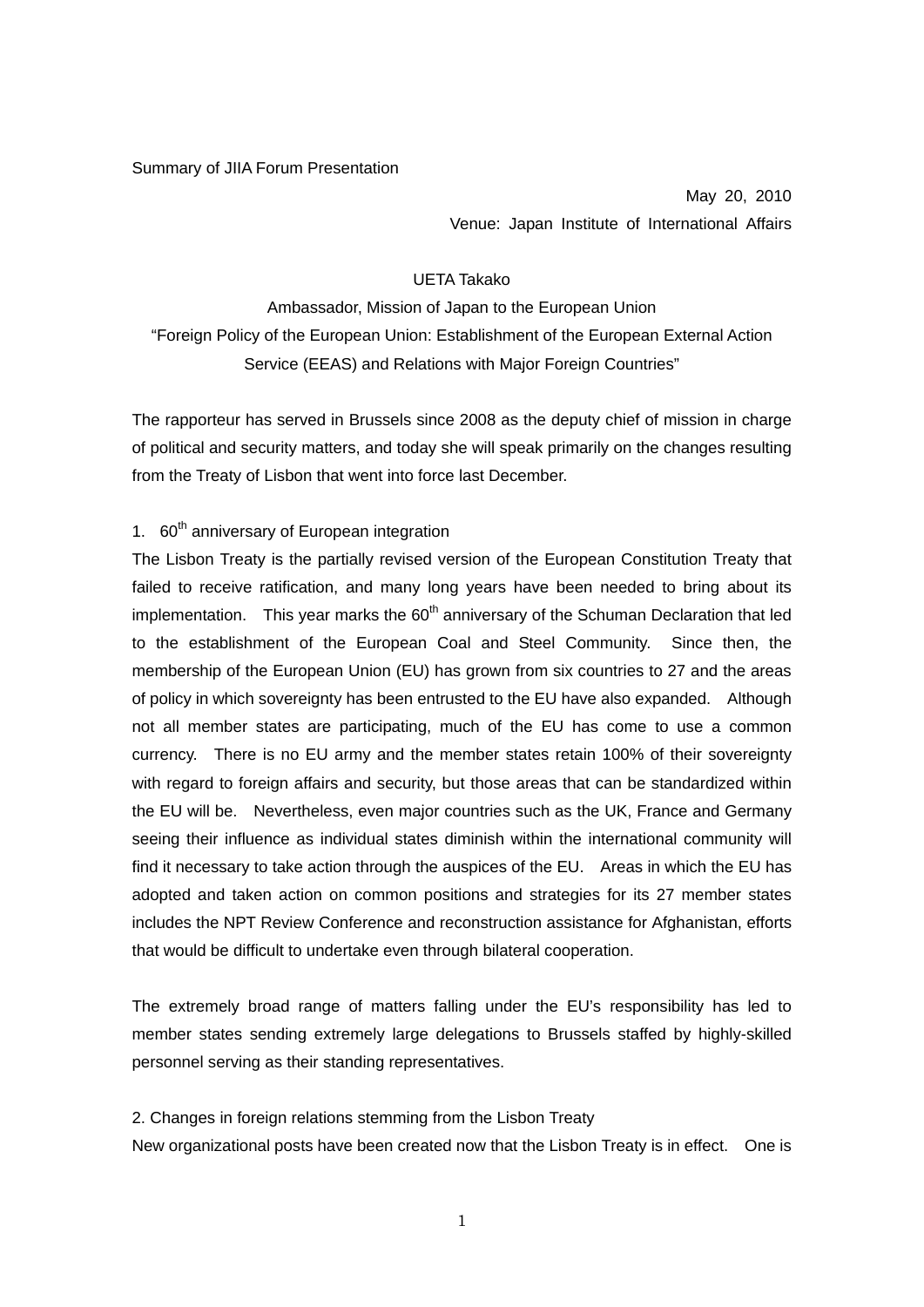Summary of JIIA Forum Presentation

May 20, 2010

Venue: Japan Institute of International Affairs

UETA Takako

Ambassador, Mission of Japan to the European Union

"Foreign Policy of the European Union: Establishment of the European External Action Service (EEAS) and Relations with Major Foreign Countries"

The rapporteur has served in Brussels since 2008 as the deputy chief of mission in charge of political and security matters, and today she will speak primarily on the changes resulting from the Treaty of Lisbon that went into force last December.

## 1. 60th anniversary of European integration

The Lisbon Treaty is the partially revised version of the European Constitution Treaty that failed to receive ratification, and many long years have been needed to bring about its implementation. This year marks the 60th anniversary of the Schuman Declaration that led to the establishment of the European Coal and Steel Community. Since then, the membership of the European Union (EU) has grown from six countries to 27 and the areas of policy in which sovereignty has been entrusted to the EU have also expanded. Although not all member states are participating, much of the EU has come to use a common currency. There is no EU army and the member states retain 100% of their sovereignty with regard to foreign affairs and security, but those areas that can be standardized within the EU will be. Nevertheless, even major countries such as the UK, France and Germany seeing their influence as individual states diminish within the international community will find it necessary to take action through the auspices of the EU. Areas in which the EU has adopted and taken action on common positions and strategies for its 27 member states includes the NPT Review Conference and reconstruction assistance for Afghanistan, efforts that would be difficult to undertake even through bilateral cooperation.

The extremely broad range of matters falling under the EU's responsibility has led to member states sending extremely large delegations to Brussels staffed by highly-skilled personnel serving as their standing representatives.

## 2. Changes in foreign relations stemming from the Lisbon Treaty

New organizational posts have been created now that the Lisbon Treaty is in effect. One is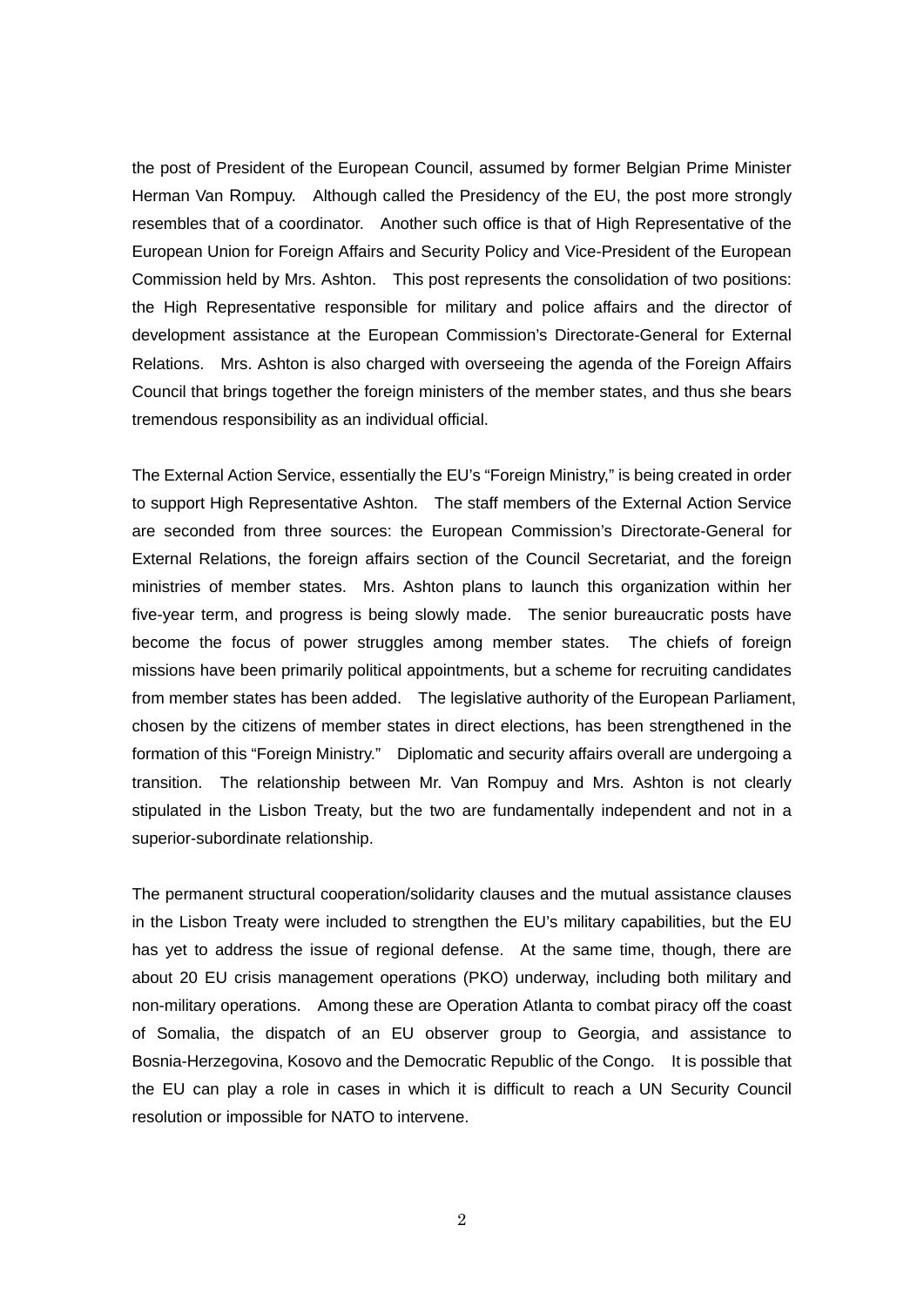the post of President of the European Council, assumed by former Belgian Prime Minister Herman Van Rompuy. Although called the Presidency of the EU, the post more strongly resembles that of a coordinator. Another such office is that of High Representative of the European Union for Foreign Affairs and Security Policy and Vice-President of the European Commission held by Mrs. Ashton. This post represents the consolidation of two positions: the High Representative responsible for military and police affairs and the director of development assistance at the European Commission's Directorate-General for External Relations. Mrs. Ashton is also charged with overseeing the agenda of the Foreign Affairs Council that brings together the foreign ministers of the member states, and thus she bears tremendous responsibility as an individual official.

The External Action Service, essentially the EU's "Foreign Ministry," is being created in order to support High Representative Ashton. The staff members of the External Action Service are seconded from three sources: the European Commission's Directorate-General for External Relations, the foreign affairs section of the Council Secretariat, and the foreign ministries of member states. Mrs. Ashton plans to launch this organization within her five-year term, and progress is being slowly made. The senior bureaucratic posts have become the focus of power struggles among member states. The chiefs of foreign missions have been primarily political appointments, but a scheme for recruiting candidates from member states has been added. The legislative authority of the European Parliament, chosen by the citizens of member states in direct elections, has been strengthened in the formation of this "Foreign Ministry." Diplomatic and security affairs overall are undergoing a transition. The relationship between Mr. Van Rompuy and Mrs. Ashton is not clearly stipulated in the Lisbon Treaty, but the two are fundamentally independent and not in a superior-subordinate relationship.

The permanent structural cooperation/solidarity clauses and the mutual assistance clauses in the Lisbon Treaty were included to strengthen the EU's military capabilities, but the EU has yet to address the issue of regional defense. At the same time, though, there are about 20 EU crisis management operations (PKO) underway, including both military and non-military operations. Among these are Operation Atlanta to combat piracy off the coast of Somalia, the dispatch of an EU observer group to Georgia, and assistance to Bosnia-Herzegovina, Kosovo and the Democratic Republic of the Congo. It is possible that the EU can play a role in cases in which it is difficult to reach a UN Security Council resolution or impossible for NATO to intervene.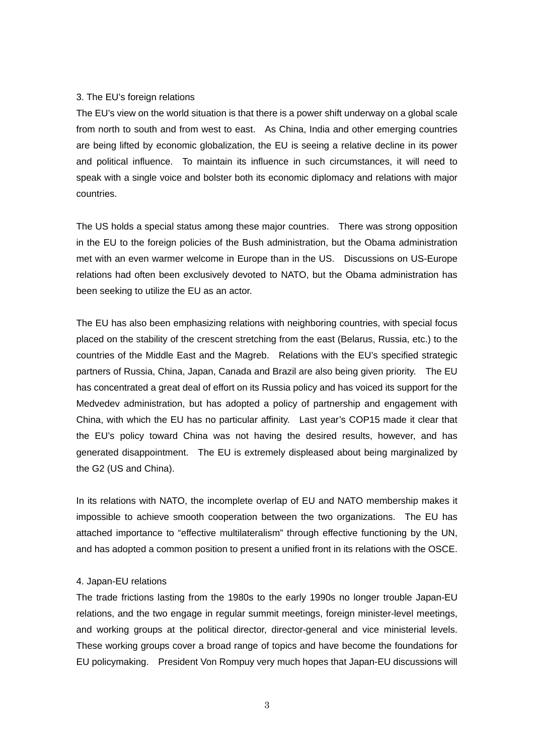## 3. The EU's foreign relations

The EU's view on the world situation is that there is a power shift underway on a global scale from north to south and from west to east. As China, India and other emerging countries are being lifted by economic globalization, the EU is seeing a relative decline in its power and political influence. To maintain its influence in such circumstances, it will need to speak with a single voice and bolster both its economic diplomacy and relations with major countries.

The US holds a special status among these major countries. There was strong opposition in the EU to the foreign policies of the Bush administration, but the Obama administration met with an even warmer welcome in Europe than in the US. Discussions on US-Europe relations had often been exclusively devoted to NATO, but the Obama administration has been seeking to utilize the EU as an actor.

The EU has also been emphasizing relations with neighboring countries, with special focus placed on the stability of the crescent stretching from the east (Belarus, Russia, etc.) to the countries of the Middle East and the Magreb. Relations with the EU's specified strategic partners of Russia, China, Japan, Canada and Brazil are also being given priority. The EU has concentrated a great deal of effort on its Russia policy and has voiced its support for the Medvedev administration, but has adopted a policy of partnership and engagement with China, with which the EU has no particular affinity. Last year's COP15 made it clear that the EU's policy toward China was not having the desired results, however, and has generated disappointment. The EU is extremely displeased about being marginalized by the G2 (US and China).

In its relations with NATO, the incomplete overlap of EU and NATO membership makes it impossible to achieve smooth cooperation between the two organizations. The EU has attached importance to "effective multilateralism" through effective functioning by the UN, and has adopted a common position to present a unified front in its relations with the OSCE.

## 4. Japan-EU relations

The trade frictions lasting from the 1980s to the early 1990s no longer trouble Japan-EU relations, and the two engage in regular summit meetings, foreign minister-level meetings, and working groups at the political director, director-general and vice ministerial levels. These working groups cover a broad range of topics and have become the foundations for EU policymaking. President Von Rompuy very much hopes that Japan-EU discussions will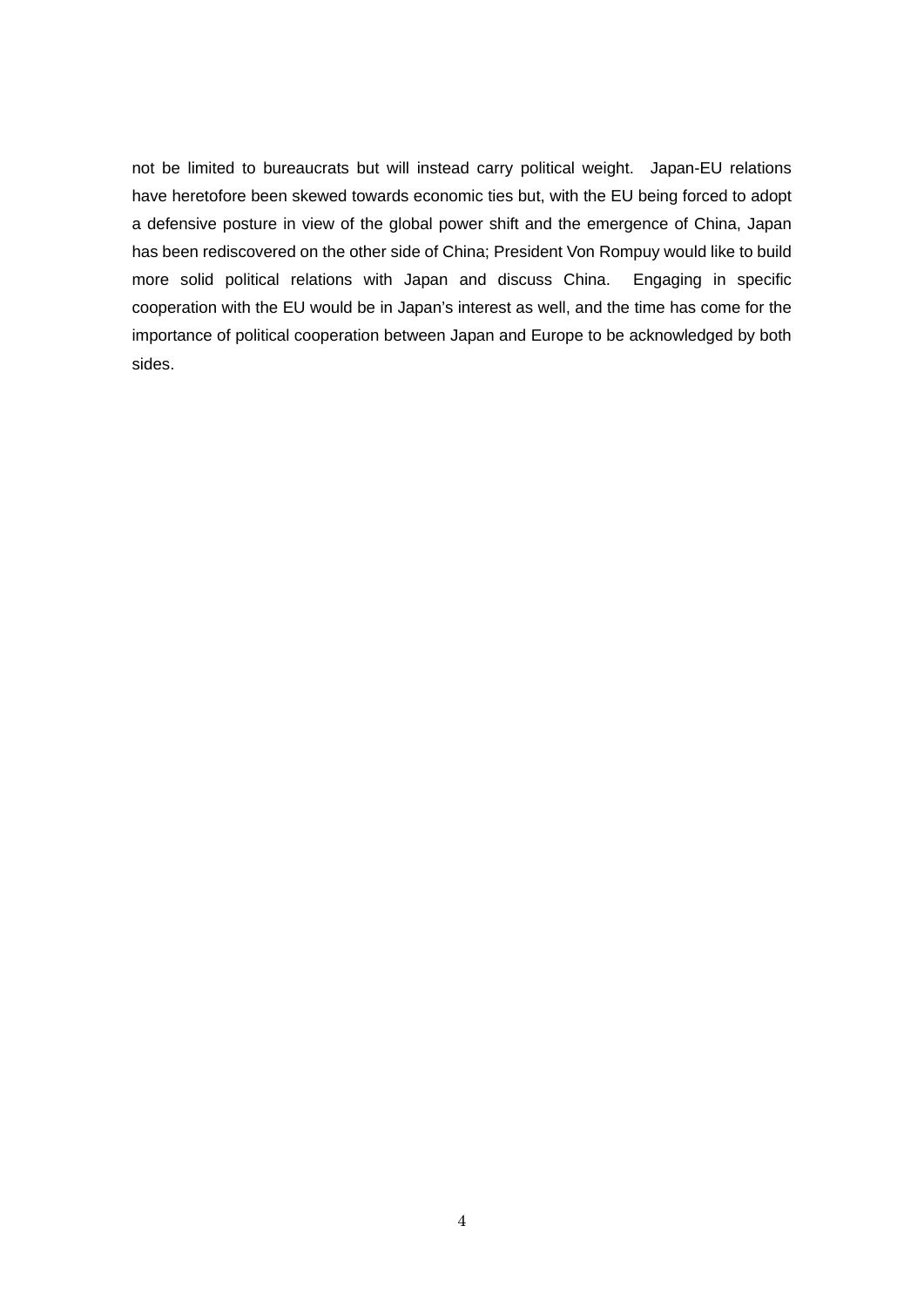not be limited to bureaucrats but will instead carry political weight. Japan-EU relations have heretofore been skewed towards economic ties but, with the EU being forced to adopt a defensive posture in view of the global power shift and the emergence of China, Japan has been rediscovered on the other side of China; President Von Rompuy would like to build more solid political relations with Japan and discuss China. Engaging in specific cooperation with the EU would be in Japan's interest as well, and the time has come for the importance of political cooperation between Japan and Europe to be acknowledged by both sides.